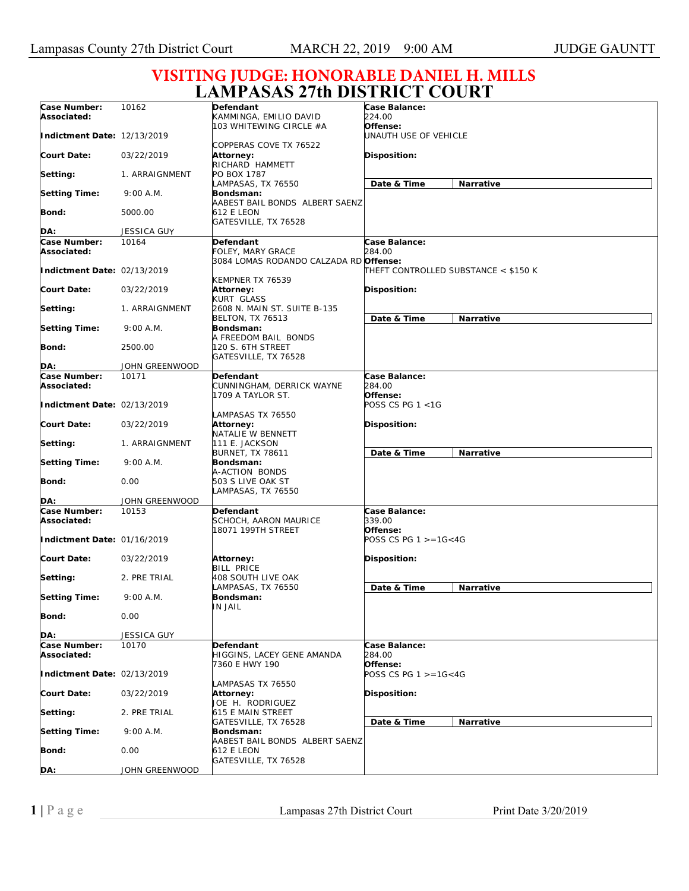# VISITING JUDGE: HONORABLE DANIEL H. MILLS

# LAMPASAS 27th DISTRICT COURT

| | | | |
|---|---|---|---|
| **Case Number:** 10162<br>**Associated:**<br>**Indictment Date:** 12/13/2019<br>**Court Date:** 03/22/2019<br>**Setting:** 1. ARRAIGNMENT<br>**Setting Time:** 9:00 A.M.<br>**Bond:** 5000.00<br>**DA:** JESSICA GUY | **Defendant**<br>KAMMINGA, EMILIO DAVID<br>103 WHITEWING CIRCLE #A<br>COPPERAS COVE TX 76522<br>**Attorney:**<br>RICHARD HAMMETT<br>PO BOX 1787<br>LAMPASAS, TX 76550<br>**Bondsman:**<br>AABEST BAIL BONDS ALBERT SAENZ<br>612 E LEON<br>GATESVILLE, TX 76528 | **Case Balance:**<br>224.00<br>**Offense:**<br>UNAUTH USE OF VEHICLE<br>**Disposition:** | **Date & Time** / **Narrative** |
| **Case Number:** 10164<br>**Associated:**<br>**Indictment Date:** 02/13/2019<br>**Court Date:** 03/22/2019<br>**Setting:** 1. ARRAIGNMENT<br>**Setting Time:** 9:00 A.M.<br>**Bond:** 2500.00<br>**DA:** JOHN GREENWOOD | **Defendant**<br>FOLEY, MARY GRACE<br>3084 LOMAS RODANDO CALZADA RD<br>KEMPNER TX 76539<br>**Attorney:**<br>KURT GLASS<br>2608 N. MAIN ST. SUITE B-135<br>BELTON, TX 76513<br>**Bondsman:**<br>A FREEDOM BAIL BONDS<br>120 S. 6TH STREET<br>GATESVILLE, TX 76528 | **Case Balance:**<br>284.00<br>**Offense:**<br>THEFT CONTROLLED SUBSTANCE < $150 K<br>**Disposition:** | **Date & Time** / **Narrative** |
| **Case Number:** 10171<br>**Associated:**<br>**Indictment Date:** 02/13/2019<br>**Court Date:** 03/22/2019<br>**Setting:** 1. ARRAIGNMENT<br>**Setting Time:** 9:00 A.M.<br>**Bond:** 0.00<br>**DA:** JOHN GREENWOOD | **Defendant**<br>CUNNINGHAM, DERRICK WAYNE<br>1709 A TAYLOR ST.<br>LAMPASAS TX 76550<br>**Attorney:**<br>NATALIE W BENNETT<br>111 E. JACKSON<br>BURNET, TX 78611<br>**Bondsman:**<br>A-ACTION BONDS<br>503 S LIVE OAK ST<br>LAMPASAS, TX 76550 | **Case Balance:**<br>284.00<br>**Offense:**<br>POSS CS PG 1 <1G<br>**Disposition:** | **Date & Time** / **Narrative** |
| **Case Number:** 10153<br>**Associated:**<br>**Indictment Date:** 01/16/2019<br>**Court Date:** 03/22/2019<br>**Setting:** 2. PRE TRIAL<br>**Setting Time:** 9:00 A.M.<br>**Bond:** 0.00<br>**DA:** JESSICA GUY | **Defendant**<br>SCHOCH, AARON MAURICE<br>18071 199TH STREET<br>**Attorney:**<br>BILL PRICE<br>408 SOUTH LIVE OAK<br>LAMPASAS, TX 76550<br>**Bondsman:**<br>IN JAIL | **Case Balance:**<br>339.00<br>**Offense:**<br>POSS CS PG 1 >=1G<4G<br>**Disposition:** | **Date & Time** / **Narrative** |
| **Case Number:** 10170<br>**Associated:**<br>**Indictment Date:** 02/13/2019<br>**Court Date:** 03/22/2019<br>**Setting:** 2. PRE TRIAL<br>**Setting Time:** 9:00 A.M.<br>**Bond:** 0.00<br>**DA:** JOHN GREENWOOD | **Defendant**<br>HIGGINS, LACEY GENE AMANDA<br>7360 E HWY 190<br>LAMPASAS TX 76550<br>**Attorney:**<br>JOE H. RODRIGUEZ<br>615 E MAIN STREET<br>GATESVILLE, TX 76528<br>**Bondsman:**<br>AABEST BAIL BONDS ALBERT SAENZ<br>612 E LEON<br>GATESVILLE, TX 76528 | **Case Balance:**<br>284.00<br>**Offense:**<br>POSS CS PG 1 >=1G<4G<br>**Disposition:** | **Date & Time** / **Narrative** |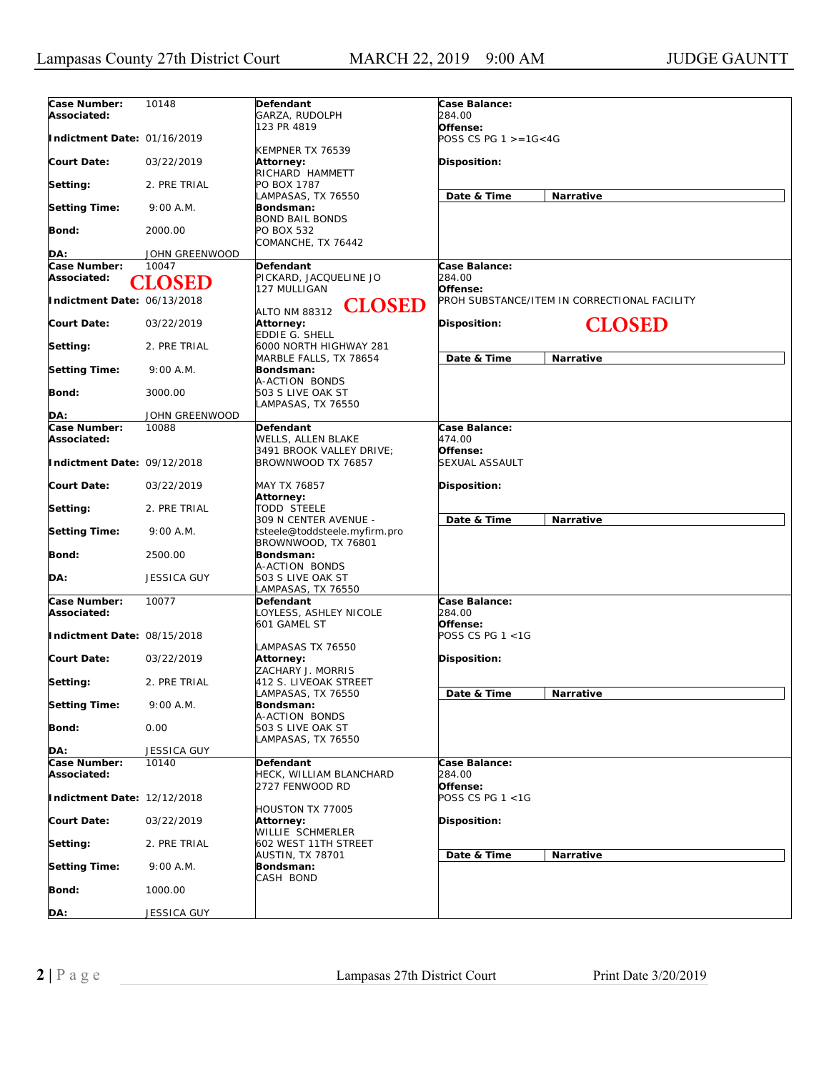| Case Number: | 10148 | Defendant | Case Balance: |
|---|---|---|---|
| Associated: | | GARZA, RUDOLPH<br>123 PR 4819<br><br>KEMPNER TX 76539 | 284.00 |
| Indictment Date: | 01/16/2019 | | Offense: POSS CS PG 1 >=1G<4G |
| Court Date: | 03/22/2019 | Attorney:<br>RICHARD HAMMETT<br>PO BOX 1787<br>LAMPASAS, TX 76550 | Disposition: |
| Setting: | 2. PRE TRIAL | | Date & Time \| Narrative |
| Setting Time: | 9:00 A.M. | Bondsman:<br>BOND BAIL BONDS<br>PO BOX 532<br>COMANCHE, TX 76442 | |
| Bond: | 2000.00 | | |
| DA: | JOHN GREENWOOD | | |

| Case Number: | 10047 | Defendant | Case Balance: |
|---|---|---|---|
| Associated: | CLOSED | PICKARD, JACQUELINE JO<br>127 MULLIGAN<br><br>ALTO NM 88312 CLOSED | 284.00 |
| Indictment Date: | 06/13/2018 | | Offense: PROH SUBSTANCE/ITEM IN CORRECTIONAL FACILITY |
| Court Date: | 03/22/2019 | Attorney:<br>EDDIE G. SHELL<br>6000 NORTH HIGHWAY 281<br>MARBLE FALLS, TX 78654 | Disposition: CLOSED |
| Setting: | 2. PRE TRIAL | | Date & Time \| Narrative |
| Setting Time: | 9:00 A.M. | Bondsman:<br>A-ACTION BONDS<br>503 S LIVE OAK ST<br>LAMPASAS, TX 76550 | |
| Bond: | 3000.00 | | |
| DA: | JOHN GREENWOOD | | |

| Case Number: | 10088 | Defendant | Case Balance: |
|---|---|---|---|
| Associated: | | WELLS, ALLEN BLAKE<br>3491 BROOK VALLEY DRIVE;<br>BROWNWOOD TX 76857<br><br>MAY TX 76857 | 474.00 |
| Indictment Date: | 09/12/2018 | | Offense: SEXUAL ASSAULT |
| Court Date: | 03/22/2019 | Attorney:<br>TODD STEELE<br>309 N CENTER AVENUE -<br>tsteele@toddsteele.myfirm.pro<br>BROWNWOOD, TX 76801 | Disposition: |
| Setting: | 2. PRE TRIAL | | Date & Time \| Narrative |
| Setting Time: | 9:00 A.M. | Bondsman:<br>A-ACTION BONDS<br>503 S LIVE OAK ST<br>LAMPASAS, TX 76550 | |
| Bond: | 2500.00 | | |
| DA: | JESSICA GUY | | |

| Case Number: | 10077 | Defendant | Case Balance: |
|---|---|---|---|
| Associated: | | LOYLESS, ASHLEY NICOLE<br>601 GAMEL ST<br><br>LAMPASAS TX 76550 | 284.00 |
| Indictment Date: | 08/15/2018 | | Offense: POSS CS PG 1 <1G |
| Court Date: | 03/22/2019 | Attorney:<br>ZACHARY J. MORRIS<br>412 S. LIVEOAK STREET<br>LAMPASAS, TX 76550 | Disposition: |
| Setting: | 2. PRE TRIAL | | Date & Time \| Narrative |
| Setting Time: | 9:00 A.M. | Bondsman:<br>A-ACTION BONDS<br>503 S LIVE OAK ST<br>LAMPASAS, TX 76550 | |
| Bond: | 0.00 | | |
| DA: | JESSICA GUY | | |

| Case Number: | 10140 | Defendant | Case Balance: |
|---|---|---|---|
| Associated: | | HECK, WILLIAM BLANCHARD<br>2727 FENWOOD RD<br><br>HOUSTON TX 77005 | 284.00 |
| Indictment Date: | 12/12/2018 | | Offense: POSS CS PG 1 <1G |
| Court Date: | 03/22/2019 | Attorney:<br>WILLIE SCHMERLER<br>602 WEST 11TH STREET<br>AUSTIN, TX 78701 | Disposition: |
| Setting: | 2. PRE TRIAL | | Date & Time \| Narrative |
| Setting Time: | 9:00 A.M. | Bondsman:<br>CASH BOND | |
| Bond: | 1000.00 | | |
| DA: | JESSICA GUY | | |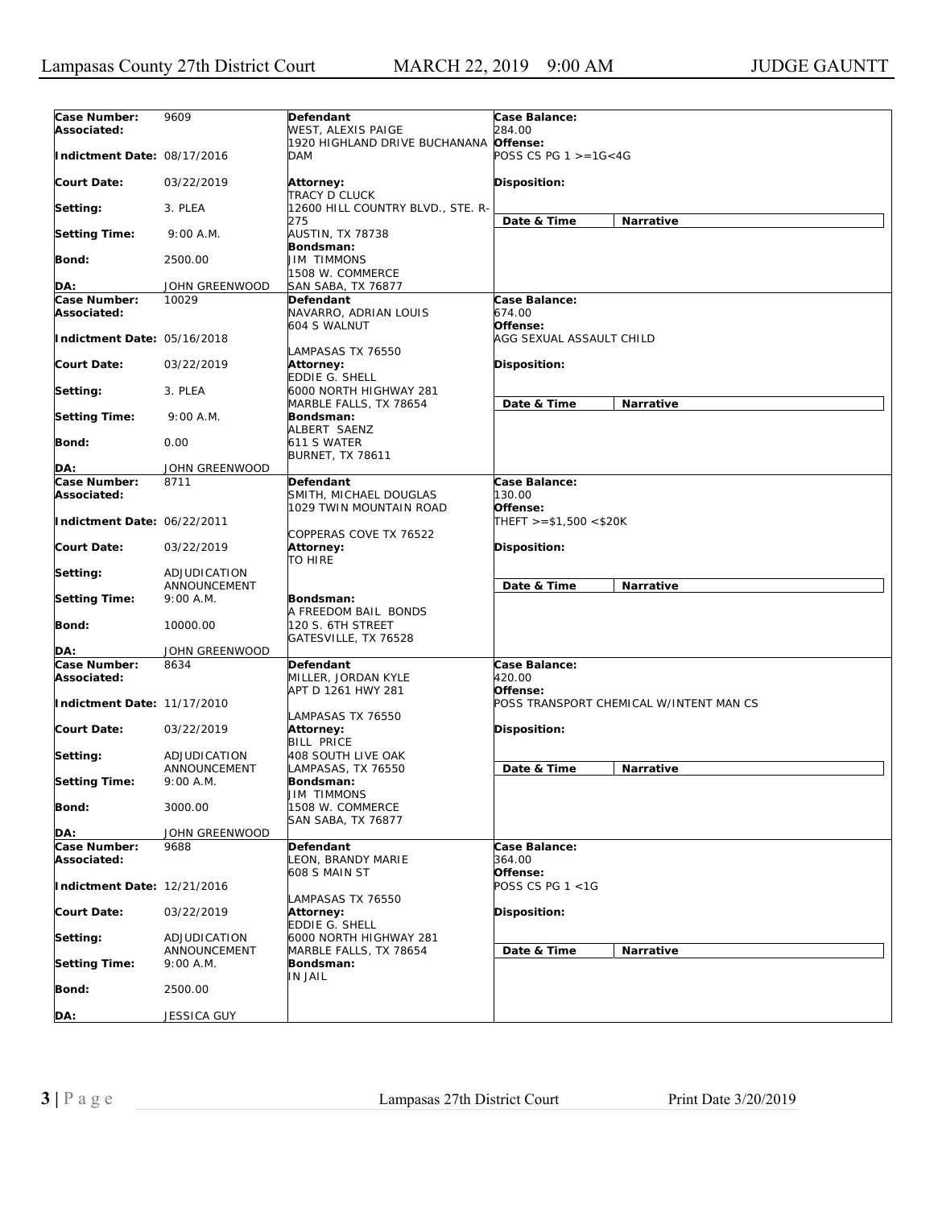| Case Number: | 9609 | Defendant | Case Balance: | |
|---|---|---|---|---|
| Associated: | | WEST, ALEXIS PAIGE<br>1920 HIGHLAND DRIVE BUCHANANA DAM | 284.00 | |
| Indictment Date: | 08/17/2016 | | Offense:<br>POSS CS PG 1 >=1G<4G | |
| Court Date: | 03/22/2019 | Attorney:<br>TRACY D CLUCK<br>12600 HILL COUNTRY BLVD., STE. R-275<br>AUSTIN, TX 78738 | Disposition: | |
| Setting: | 3. PLEA | | Date & Time | Narrative |
| Setting Time: | 9:00 A.M. | Bondsman:<br>JIM TIMMONS<br>1508 W. COMMERCE<br>SAN SABA, TX 76877 | | |
| Bond: | 2500.00 | | | |
| DA: | JOHN GREENWOOD | | | |
| Case Number: | 10029 | Defendant | Case Balance: | |
| Associated: | | NAVARRO, ADRIAN LOUIS<br>604 S WALNUT<br>LAMPASAS TX 76550 | 674.00 | |
| Indictment Date: | 05/16/2018 | | Offense:<br>AGG SEXUAL ASSAULT CHILD | |
| Court Date: | 03/22/2019 | Attorney:<br>EDDIE G. SHELL<br>6000 NORTH HIGHWAY 281<br>MARBLE FALLS, TX 78654 | Disposition: | |
| Setting: | 3. PLEA | | Date & Time | Narrative |
| Setting Time: | 9:00 A.M. | Bondsman:<br>ALBERT SAENZ<br>611 S WATER<br>BURNET, TX 78611 | | |
| Bond: | 0.00 | | | |
| DA: | JOHN GREENWOOD | | | |
| Case Number: | 8711 | Defendant | Case Balance: | |
| Associated: | | SMITH, MICHAEL DOUGLAS<br>1029 TWIN MOUNTAIN ROAD<br>COPPERAS COVE TX 76522 | 130.00 | |
| Indictment Date: | 06/22/2011 | | Offense:<br>THEFT >=$1,500 <$20K | |
| Court Date: | 03/22/2019 | Attorney:<br>TO HIRE | Disposition: | |
| Setting: | ADJUDICATION ANNOUNCEMENT | | Date & Time | Narrative |
| Setting Time: | 9:00 A.M. | Bondsman:<br>A FREEDOM BAIL BONDS<br>120 S. 6TH STREET<br>GATESVILLE, TX 76528 | | |
| Bond: | 10000.00 | | | |
| DA: | JOHN GREENWOOD | | | |
| Case Number: | 8634 | Defendant | Case Balance: | |
| Associated: | | MILLER, JORDAN KYLE<br>APT D 1261 HWY 281<br>LAMPASAS TX 76550 | 420.00 | |
| Indictment Date: | 11/17/2010 | | Offense:<br>POSS TRANSPORT CHEMICAL W/INTENT MAN CS | |
| Court Date: | 03/22/2019 | Attorney:<br>BILL PRICE<br>408 SOUTH LIVE OAK<br>LAMPASAS, TX 76550 | Disposition: | |
| Setting: | ADJUDICATION ANNOUNCEMENT | | Date & Time | Narrative |
| Setting Time: | 9:00 A.M. | Bondsman:<br>JIM TIMMONS<br>1508 W. COMMERCE<br>SAN SABA, TX 76877 | | |
| Bond: | 3000.00 | | | |
| DA: | JOHN GREENWOOD | | | |
| Case Number: | 9688 | Defendant | Case Balance: | |
| Associated: | | LEON, BRANDY MARIE<br>608 S MAIN ST<br>LAMPASAS TX 76550 | 364.00 | |
| Indictment Date: | 12/21/2016 | | Offense:<br>POSS CS PG 1 <1G | |
| Court Date: | 03/22/2019 | Attorney:<br>EDDIE G. SHELL<br>6000 NORTH HIGHWAY 281<br>MARBLE FALLS, TX 78654 | Disposition: | |
| Setting: | ADJUDICATION ANNOUNCEMENT | | Date & Time | Narrative |
| Setting Time: | 9:00 A.M. | Bondsman:<br>IN JAIL | | |
| Bond: | 2500.00 | | | |
| DA: | JESSICA GUY | | | |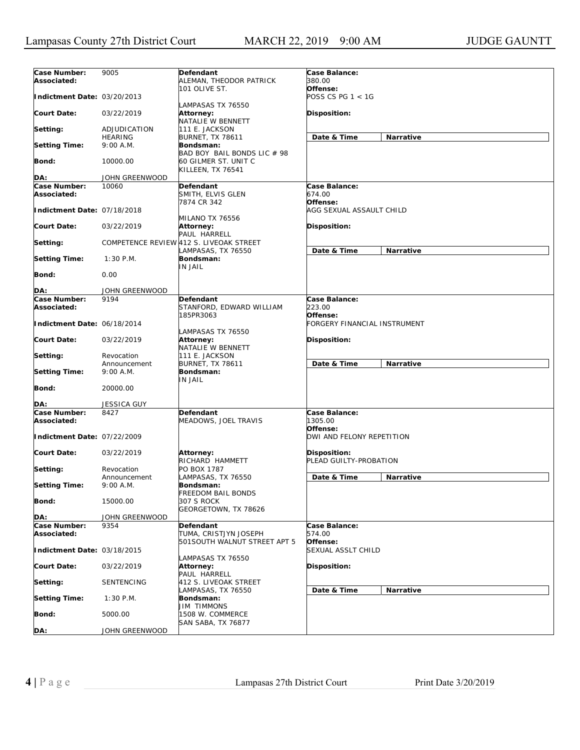| Case Number: | 9005 | Defendant | Case Balance: |
|---|---|---|---|
| Associated: | | ALEMAN, THEODOR PATRICK<br>101 OLIVE ST.<br><br>LAMPASAS TX 76550 | 380.00 |
| Indictment Date: | 03/20/2013 | | Offense:<br>POSS CS PG 1 < 1G |
| Court Date: | 03/22/2019 | Attorney:<br>NATALIE W BENNETT | Disposition: |
| Setting: | ADJUDICATION HEARING | 111 E. JACKSON<br>BURNET, TX 78611 | Date & Time / Narrative |
| Setting Time: | 9:00 A.M. | Bondsman:<br>BAD BOY BAIL BONDS LIC # 98 | |
| Bond: | 10000.00 | 60 GILMER ST. UNIT C<br>KILLEEN, TX 76541 | |
| DA: | JOHN GREENWOOD | | |

| Case Number: | 10060 | Defendant | Case Balance: |
|---|---|---|---|
| Associated: | | SMITH, ELVIS GLEN<br>7874 CR 342<br><br>MILANO TX 76556 | 674.00 |
| Indictment Date: | 07/18/2018 | | Offense:<br>AGG SEXUAL ASSAULT CHILD |
| Court Date: | 03/22/2019 | Attorney:<br>PAUL HARRELL | Disposition: |
| Setting: | COMPETENCE REVIEW | 412 S. LIVEOAK STREET<br>LAMPASAS, TX 76550 | Date & Time / Narrative |
| Setting Time: | 1:30 P.M. | Bondsman:<br>IN JAIL | |
| Bond: | 0.00 | | |
| DA: | JOHN GREENWOOD | | |

| Case Number: | 9194 | Defendant | Case Balance: |
|---|---|---|---|
| Associated: | | STANFORD, EDWARD WILLIAM<br>185PR3063<br><br>LAMPASAS TX 76550 | 223.00 |
| Indictment Date: | 06/18/2014 | | Offense:<br>FORGERY FINANCIAL INSTRUMENT |
| Court Date: | 03/22/2019 | Attorney:<br>NATALIE W BENNETT | Disposition: |
| Setting: | Revocation Announcement | 111 E. JACKSON<br>BURNET, TX 78611 | Date & Time / Narrative |
| Setting Time: | 9:00 A.M. | Bondsman:<br>IN JAIL | |
| Bond: | 20000.00 | | |
| DA: | JESSICA GUY | | |

| Case Number: | 8427 | Defendant | Case Balance: |
|---|---|---|---|
| Associated: | | MEADOWS, JOEL TRAVIS | 1305.00 |
| Indictment Date: | 07/22/2009 | | Offense:<br>DWI AND FELONY REPETITION |
| Court Date: | 03/22/2019 | Attorney:<br>RICHARD HAMMETT | Disposition:<br>PLEAD GUILTY-PROBATION |
| Setting: | Revocation Announcement | PO BOX 1787<br>LAMPASAS, TX 76550 | Date & Time / Narrative |
| Setting Time: | 9:00 A.M. | Bondsman:<br>FREEDOM BAIL BONDS | |
| Bond: | 15000.00 | 307 S ROCK<br>GEORGETOWN, TX 78626 | |
| DA: | JOHN GREENWOOD | | |

| Case Number: | 9354 | Defendant | Case Balance: |
|---|---|---|---|
| Associated: | | TUMA, CRISTJYN JOSEPH<br>501SOUTH WALNUT STREET APT 5<br><br>LAMPASAS TX 76550 | 574.00 |
| Indictment Date: | 03/18/2015 | | Offense:<br>SEXUAL ASSLT CHILD |
| Court Date: | 03/22/2019 | Attorney:<br>PAUL HARRELL | Disposition: |
| Setting: | SENTENCING | 412 S. LIVEOAK STREET<br>LAMPASAS, TX 76550 | Date & Time / Narrative |
| Setting Time: | 1:30 P.M. | Bondsman:<br>JIM TIMMONS | |
| Bond: | 5000.00 | 1508 W. COMMERCE<br>SAN SABA, TX 76877 | |
| DA: | JOHN GREENWOOD | | |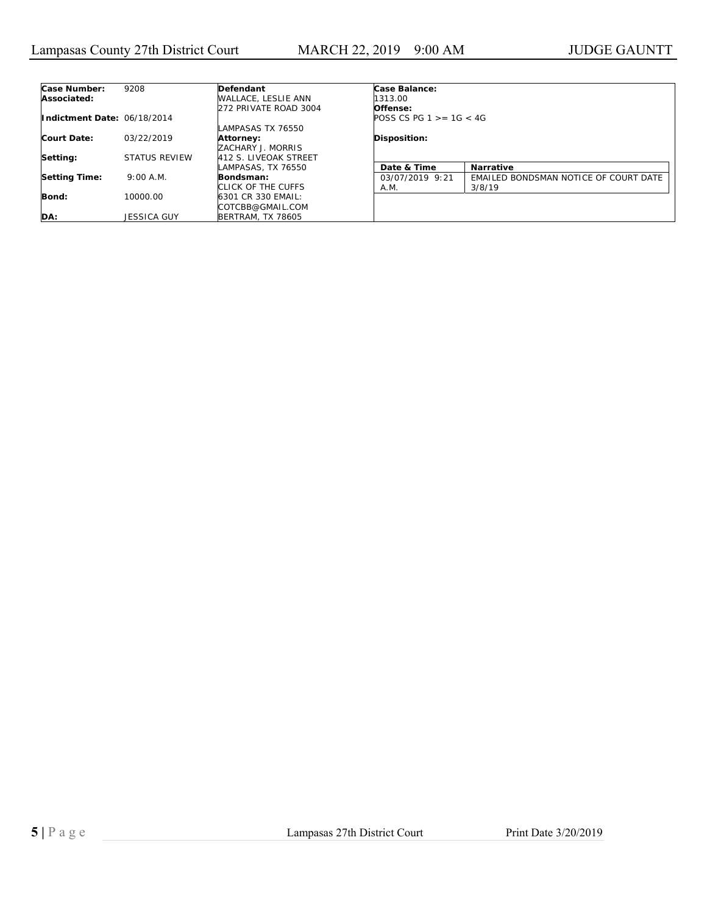| | | | |
|---|---|---|---|
| **Case Number:** | 9208 | **Defendant** | **Case Balance:** |
| **Associated:** | | WALLACE, LESLIE ANN<br>272 PRIVATE ROAD 3004 | 1313.00 |
| **Indictment Date:** | 06/18/2014 | | **Offense:**<br>POSS CS PG 1 >= 1G < 4G |
| **Court Date:** | 03/22/2019 | LAMPASAS TX 76550<br>**Attorney:**<br>ZACHARY J. MORRIS | **Disposition:** |
| **Setting:** | STATUS REVIEW | 412 S. LIVEOAK STREET<br>LAMPASAS, TX 76550 | |
| **Setting Time:** | 9:00 A.M. | **Bondsman:**<br>CLICK OF THE CUFFS | |
| **Bond:** | 10000.00 | 6301 CR 330 EMAIL:<br>COTCBB@GMAIL.COM | |
| **DA:** | JESSICA GUY | BERTRAM, TX 78605 | |

| Date & Time | Narrative |
|---|---|
| 03/07/2019 9:21 A.M. | EMAILED BONDSMAN NOTICE OF COURT DATE 3/8/19 |